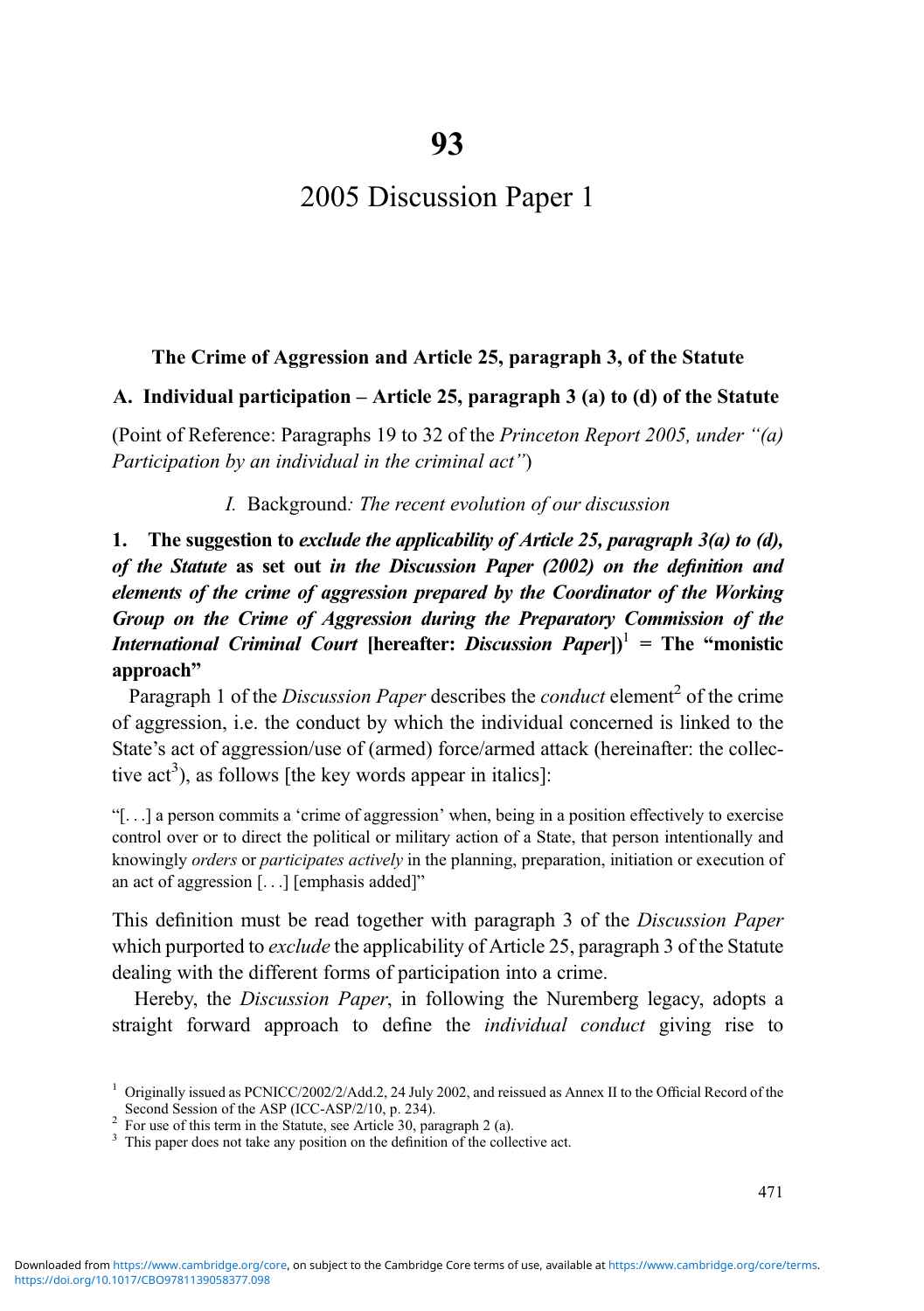# 93

# 2005 Discussion Paper 1

**The Crime of Aggression and Article 25, paragraph 3, of the Statute**

## A. Individual participation – Article 25, paragraph 3 (a) to (d) of the Statute

(Point of Reference: Paragraphs 19 to 32 of the *Princeton Report 2005, under "(a) Participation by an individual in the criminal act"*)

*I.* Background*: The recent evolution of our discussion*

**1. The suggestion to *exclude the applicability of Article 25, paragraph 3(a) to (d), of the Statute* as set out *in the Discussion Paper (2002) on the definition and elements of the crime of aggression prepared by the Coordinator of the Working Group on the Crime of Aggression during the Preparatory Commission of the International Criminal Court* [hereafter: *Discussion Paper*])[1] = The "monistic approach"**

Paragraph 1 of the *Discussion Paper* describes the *conduct* element[2] of the crime of aggression, i.e. the conduct by which the individual concerned is linked to the State's act of aggression/use of (armed) force/armed attack (hereinafter: the collective act[3]), as follows [the key words appear in italics]:

> "[. . .] a person commits a 'crime of aggression' when, being in a position effectively to exercise control over or to direct the political or military action of a State, that person intentionally and knowingly *orders* or *participates actively* in the planning, preparation, initiation or execution of an act of aggression [. . .] [emphasis added]"

This definition must be read together with paragraph 3 of the *Discussion Paper* which purported to *exclude* the applicability of Article 25, paragraph 3 of the Statute dealing with the different forms of participation into a crime.

Hereby, the *Discussion Paper*, in following the Nuremberg legacy, adopts a straight forward approach to define the *individual conduct* giving rise to

---

[1] Originally issued as PCNICC/2002/2/Add.2, 24 July 2002, and reissued as Annex II to the Official Record of the Second Session of the ASP (ICC-ASP/2/10, p. 234).

[2] For use of this term in the Statute, see Article 30, paragraph 2 (a).

[3] This paper does not take any position on the definition of the collective act.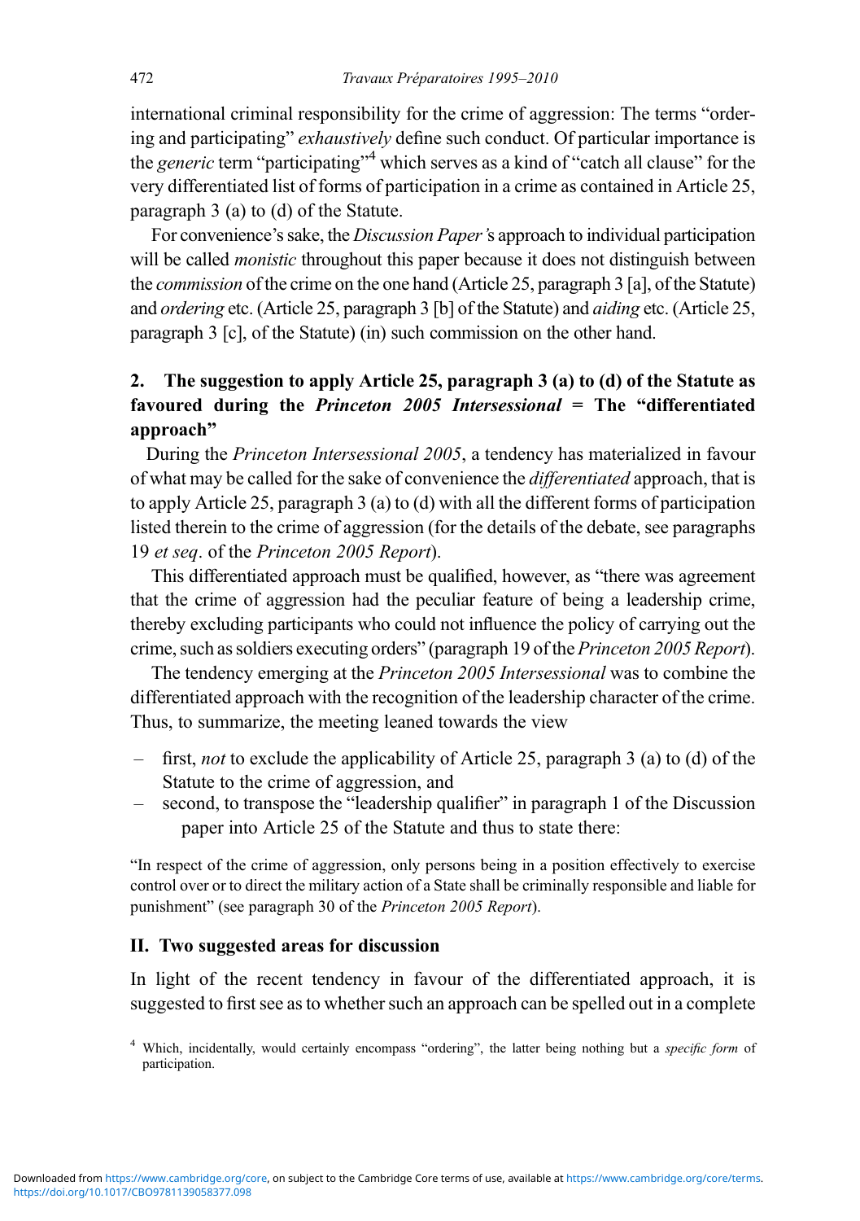international criminal responsibility for the crime of aggression: The terms "ordering and participating" *exhaustively* define such conduct. Of particular importance is the *generic* term "participating"[4] which serves as a kind of "catch all clause" for the very differentiated list of forms of participation in a crime as contained in Article 25, paragraph 3 (a) to (d) of the Statute.

For convenience's sake, the *Discussion Paper's* approach to individual participation will be called *monistic* throughout this paper because it does not distinguish between the *commission* of the crime on the one hand (Article 25, paragraph 3 [a], of the Statute) and *ordering* etc. (Article 25, paragraph 3 [b] of the Statute) and *aiding* etc. (Article 25, paragraph 3 [c], of the Statute) (in) such commission on the other hand.

### 2. The suggestion to apply Article 25, paragraph 3 (a) to (d) of the Statute as favoured during the *Princeton 2005 Intersessional* = The "differentiated approach"

During the *Princeton Intersessional 2005*, a tendency has materialized in favour of what may be called for the sake of convenience the *differentiated* approach, that is to apply Article 25, paragraph 3 (a) to (d) with all the different forms of participation listed therein to the crime of aggression (for the details of the debate, see paragraphs 19 *et seq*. of the *Princeton 2005 Report*).

This differentiated approach must be qualified, however, as "there was agreement that the crime of aggression had the peculiar feature of being a leadership crime, thereby excluding participants who could not influence the policy of carrying out the crime, such as soldiers executing orders" (paragraph 19 of the *Princeton 2005 Report*).

The tendency emerging at the *Princeton 2005 Intersessional* was to combine the differentiated approach with the recognition of the leadership character of the crime. Thus, to summarize, the meeting leaned towards the view

- first, *not* to exclude the applicability of Article 25, paragraph 3 (a) to (d) of the Statute to the crime of aggression, and
- second, to transpose the "leadership qualifier" in paragraph 1 of the Discussion paper into Article 25 of the Statute and thus to state there:

"In respect of the crime of aggression, only persons being in a position effectively to exercise control over or to direct the military action of a State shall be criminally responsible and liable for punishment" (see paragraph 30 of the *Princeton 2005 Report*).

## II. Two suggested areas for discussion

In light of the recent tendency in favour of the differentiated approach, it is suggested to first see as to whether such an approach can be spelled out in a complete

[4] Which, incidentally, would certainly encompass "ordering", the latter being nothing but a *specific form* of participation.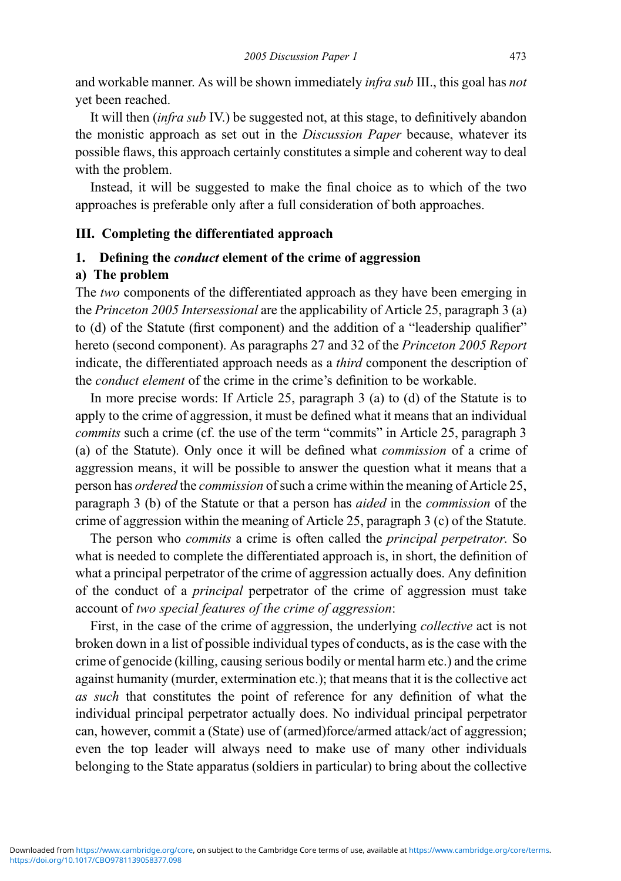and workable manner. As will be shown immediately *infra sub* III., this goal has *not* yet been reached.

It will then (*infra sub* IV.) be suggested not, at this stage, to definitively abandon the monistic approach as set out in the *Discussion Paper* because, whatever its possible flaws, this approach certainly constitutes a simple and coherent way to deal with the problem.

Instead, it will be suggested to make the final choice as to which of the two approaches is preferable only after a full consideration of both approaches.

## III. Completing the differentiated approach

### 1. Defining the *conduct* element of the crime of aggression

#### a) The problem

The *two* components of the differentiated approach as they have been emerging in the *Princeton 2005 Intersessional* are the applicability of Article 25, paragraph 3 (a) to (d) of the Statute (first component) and the addition of a "leadership qualifier" hereto (second component). As paragraphs 27 and 32 of the *Princeton 2005 Report* indicate, the differentiated approach needs as a *third* component the description of the *conduct element* of the crime in the crime's definition to be workable.

In more precise words: If Article 25, paragraph 3 (a) to (d) of the Statute is to apply to the crime of aggression, it must be defined what it means that an individual *commits* such a crime (cf. the use of the term "commits" in Article 25, paragraph 3 (a) of the Statute). Only once it will be defined what *commission* of a crime of aggression means, it will be possible to answer the question what it means that a person has *ordered* the *commission* of such a crime within the meaning of Article 25, paragraph 3 (b) of the Statute or that a person has *aided* in the *commission* of the crime of aggression within the meaning of Article 25, paragraph 3 (c) of the Statute.

The person who *commits* a crime is often called the *principal perpetrator*. So what is needed to complete the differentiated approach is, in short, the definition of what a principal perpetrator of the crime of aggression actually does. Any definition of the conduct of a *principal* perpetrator of the crime of aggression must take account of *two special features of the crime of aggression*:

First, in the case of the crime of aggression, the underlying *collective* act is not broken down in a list of possible individual types of conducts, as is the case with the crime of genocide (killing, causing serious bodily or mental harm etc.) and the crime against humanity (murder, extermination etc.); that means that it is the collective act *as such* that constitutes the point of reference for any definition of what the individual principal perpetrator actually does. No individual principal perpetrator can, however, commit a (State) use of (armed)force/armed attack/act of aggression; even the top leader will always need to make use of many other individuals belonging to the State apparatus (soldiers in particular) to bring about the collective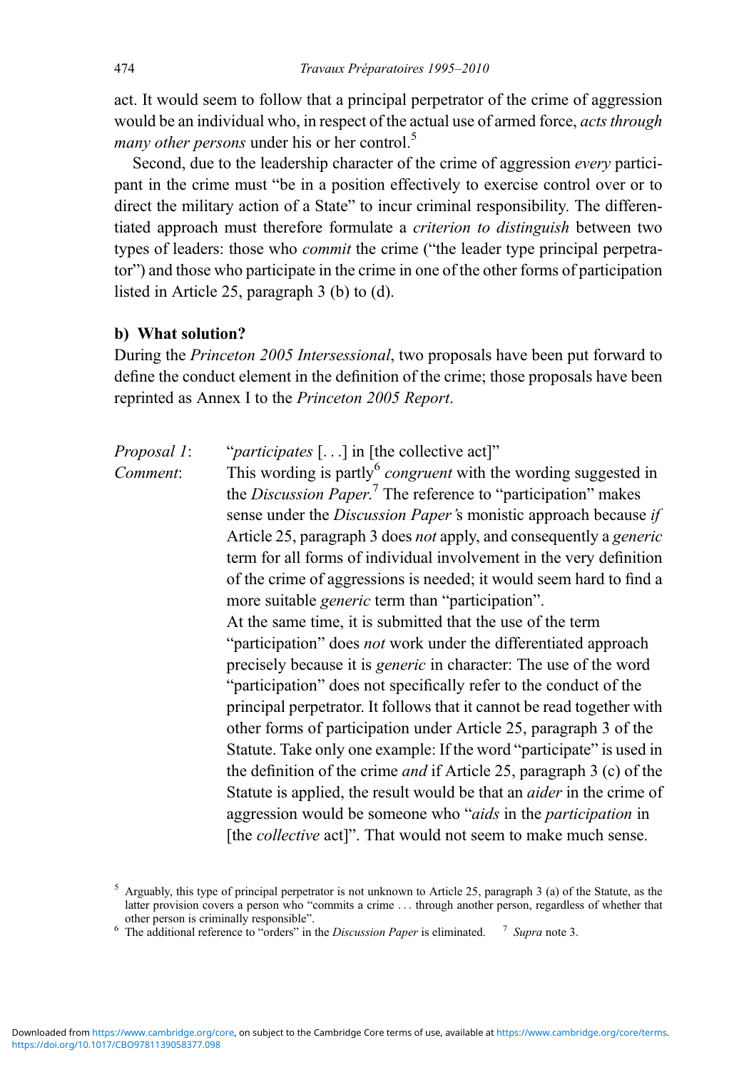act. It would seem to follow that a principal perpetrator of the crime of aggression would be an individual who, in respect of the actual use of armed force, *acts through many other persons* under his or her control.[5]

Second, due to the leadership character of the crime of aggression *every* participant in the crime must "be in a position effectively to exercise control over or to direct the military action of a State" to incur criminal responsibility. The differentiated approach must therefore formulate a *criterion to distinguish* between two types of leaders: those who *commit* the crime ("the leader type principal perpetrator") and those who participate in the crime in one of the other forms of participation listed in Article 25, paragraph 3 (b) to (d).

### b) What solution?

During the *Princeton 2005 Intersessional*, two proposals have been put forward to define the conduct element in the definition of the crime; those proposals have been reprinted as Annex I to the *Princeton 2005 Report*.

*Proposal 1*: "*participates* [...] in [the collective act]"

*Comment*: This wording is partly[6] *congruent* with the wording suggested in the *Discussion Paper*.[7] The reference to "participation" makes sense under the *Discussion Paper'*s monistic approach because *if* Article 25, paragraph 3 does *not* apply, and consequently a *generic* term for all forms of individual involvement in the very definition of the crime of aggressions is needed; it would seem hard to find a more suitable *generic* term than "participation".
At the same time, it is submitted that the use of the term "participation" does *not* work under the differentiated approach precisely because it is *generic* in character: The use of the word "participation" does not specifically refer to the conduct of the principal perpetrator. It follows that it cannot be read together with other forms of participation under Article 25, paragraph 3 of the Statute. Take only one example: If the word "participate" is used in the definition of the crime *and* if Article 25, paragraph 3 (c) of the Statute is applied, the result would be that an *aider* in the crime of aggression would be someone who "*aids* in the *participation* in [the *collective* act]". That would not seem to make much sense.

---

[5] Arguably, this type of principal perpetrator is not unknown to Article 25, paragraph 3 (a) of the Statute, as the latter provision covers a person who "commits a crime ... through another person, regardless of whether that other person is criminally responsible".

[6] The additional reference to "orders" in the *Discussion Paper* is eliminated.

[7] *Supra* note 3.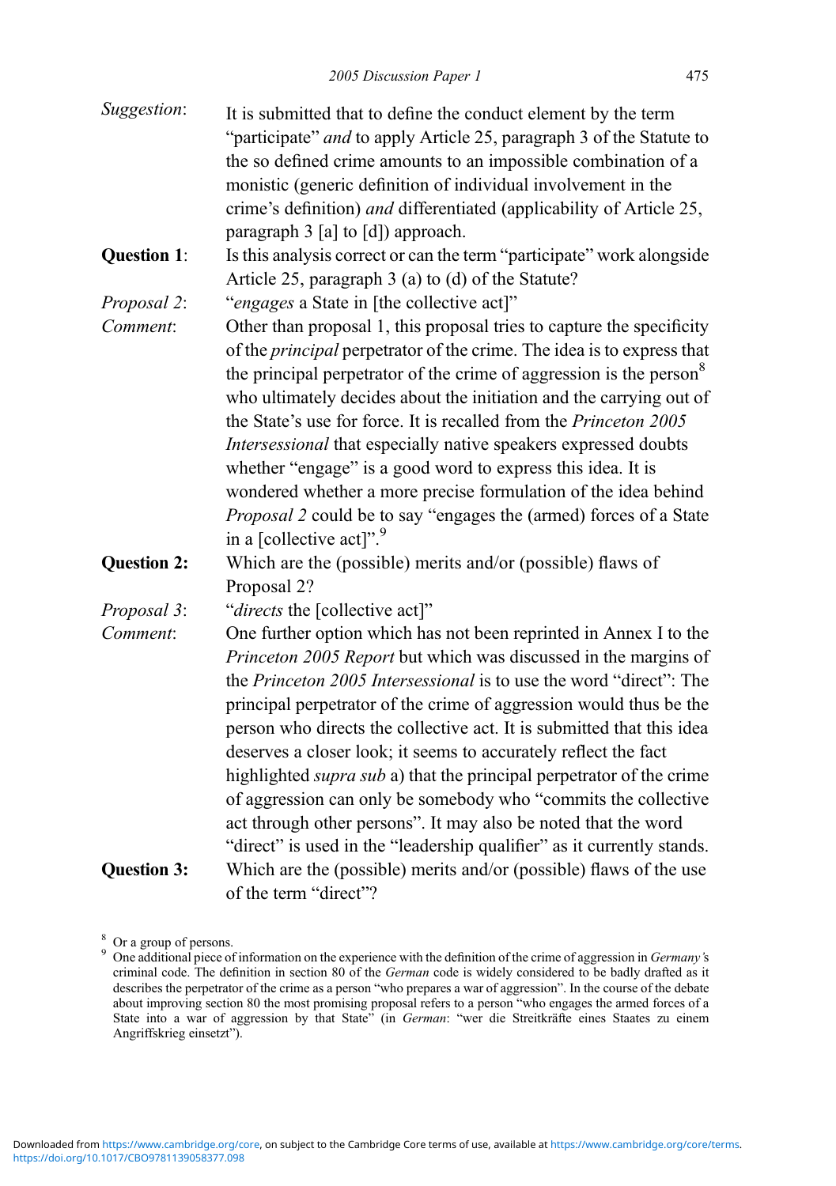*Suggestion*: It is submitted that to define the conduct element by the term "participate" *and* to apply Article 25, paragraph 3 of the Statute to the so defined crime amounts to an impossible combination of a monistic (generic definition of individual involvement in the crime's definition) *and* differentiated (applicability of Article 25, paragraph 3 [a] to [d]) approach.

**Question 1**: Is this analysis correct or can the term "participate" work alongside Article 25, paragraph 3 (a) to (d) of the Statute?

*Proposal 2*: "*engages* a State in [the collective act]"

*Comment*: Other than proposal 1, this proposal tries to capture the specificity of the *principal* perpetrator of the crime. The idea is to express that the principal perpetrator of the crime of aggression is the person[8] who ultimately decides about the initiation and the carrying out of the State's use for force. It is recalled from the *Princeton 2005 Intersessional* that especially native speakers expressed doubts whether "engage" is a good word to express this idea. It is wondered whether a more precise formulation of the idea behind *Proposal 2* could be to say "engages the (armed) forces of a State in a [collective act]".[9]

**Question 2:** Which are the (possible) merits and/or (possible) flaws of Proposal 2?

*Proposal 3*: "*directs* the [collective act]"

*Comment*: One further option which has not been reprinted in Annex I to the *Princeton 2005 Report* but which was discussed in the margins of the *Princeton 2005 Intersessional* is to use the word "direct": The principal perpetrator of the crime of aggression would thus be the person who directs the collective act. It is submitted that this idea deserves a closer look; it seems to accurately reflect the fact highlighted *supra sub* a) that the principal perpetrator of the crime of aggression can only be somebody who "commits the collective act through other persons". It may also be noted that the word "direct" is used in the "leadership qualifier" as it currently stands.

**Question 3:** Which are the (possible) merits and/or (possible) flaws of the use of the term "direct"?

---

[8] Or a group of persons.

[9] One additional piece of information on the experience with the definition of the crime of aggression in *Germany's* criminal code. The definition in section 80 of the *German* code is widely considered to be badly drafted as it describes the perpetrator of the crime as a person "who prepares a war of aggression". In the course of the debate about improving section 80 the most promising proposal refers to a person "who engages the armed forces of a State into a war of aggression by that State" (in *German*: "wer die Streitkräfte eines Staates zu einem Angriffskrieg einsetzt").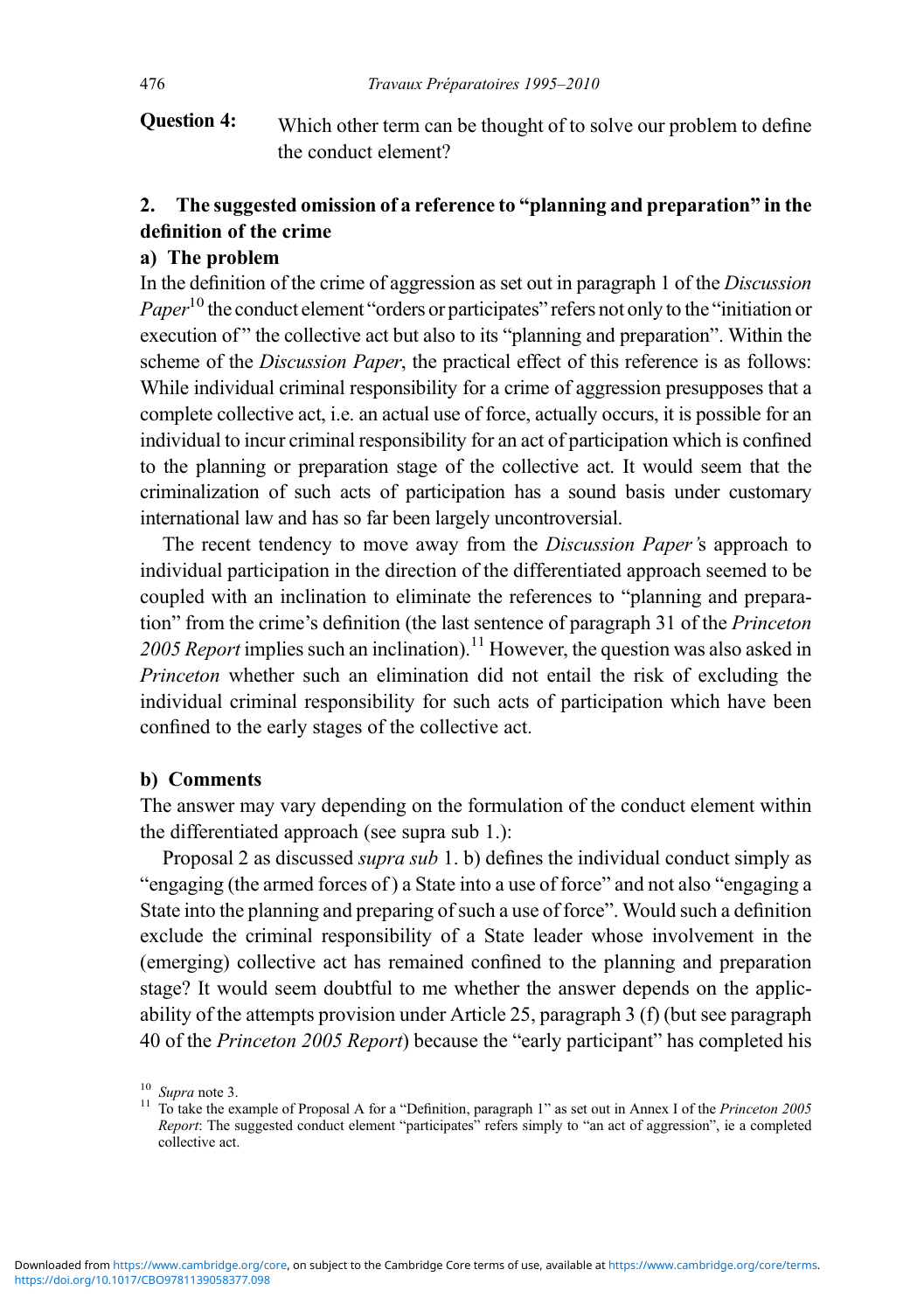**Question 4:** Which other term can be thought of to solve our problem to define the conduct element?

## 2. The suggested omission of a reference to "planning and preparation" in the definition of the crime

### a) The problem

In the definition of the crime of aggression as set out in paragraph 1 of the *Discussion Paper*[10] the conduct element "orders or participates" refers not only to the "initiation or execution of" the collective act but also to its "planning and preparation". Within the scheme of the *Discussion Paper*, the practical effect of this reference is as follows: While individual criminal responsibility for a crime of aggression presupposes that a complete collective act, i.e. an actual use of force, actually occurs, it is possible for an individual to incur criminal responsibility for an act of participation which is confined to the planning or preparation stage of the collective act. It would seem that the criminalization of such acts of participation has a sound basis under customary international law and has so far been largely uncontroversial.

The recent tendency to move away from the *Discussion Paper's* approach to individual participation in the direction of the differentiated approach seemed to be coupled with an inclination to eliminate the references to "planning and preparation" from the crime's definition (the last sentence of paragraph 31 of the *Princeton 2005 Report* implies such an inclination).[11] However, the question was also asked in *Princeton* whether such an elimination did not entail the risk of excluding the individual criminal responsibility for such acts of participation which have been confined to the early stages of the collective act.

### b) Comments

The answer may vary depending on the formulation of the conduct element within the differentiated approach (see supra sub 1.):

Proposal 2 as discussed *supra sub* 1. b) defines the individual conduct simply as "engaging (the armed forces of) a State into a use of force" and not also "engaging a State into the planning and preparing of such a use of force". Would such a definition exclude the criminal responsibility of a State leader whose involvement in the (emerging) collective act has remained confined to the planning and preparation stage? It would seem doubtful to me whether the answer depends on the applicability of the attempts provision under Article 25, paragraph 3 (f) (but see paragraph 40 of the *Princeton 2005 Report*) because the "early participant" has completed his

[10] *Supra* note 3.

[11] To take the example of Proposal A for a "Definition, paragraph 1" as set out in Annex I of the *Princeton 2005 Report*: The suggested conduct element "participates" refers simply to "an act of aggression", ie a completed collective act.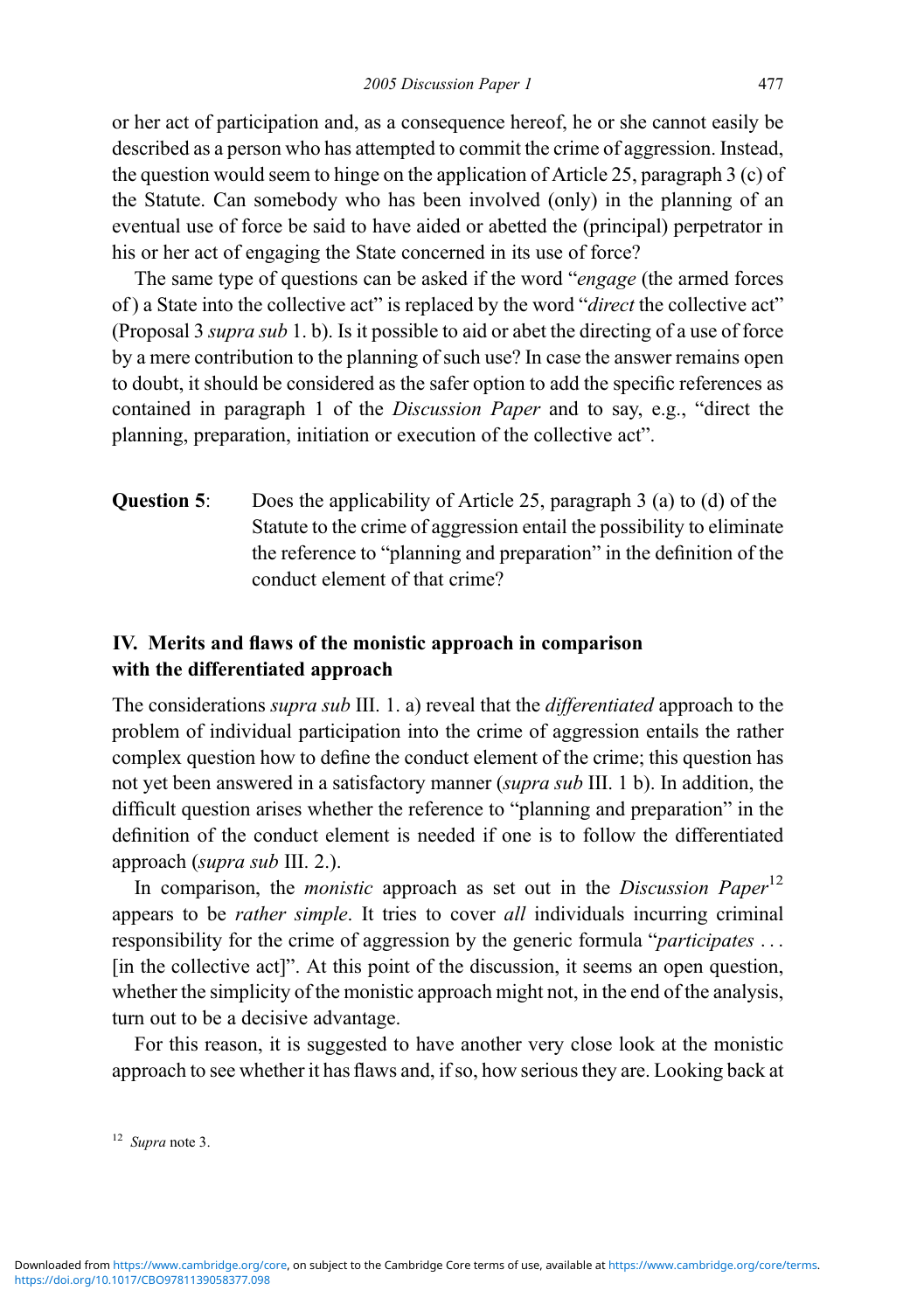or her act of participation and, as a consequence hereof, he or she cannot easily be described as a person who has attempted to commit the crime of aggression. Instead, the question would seem to hinge on the application of Article 25, paragraph 3 (c) of the Statute. Can somebody who has been involved (only) in the planning of an eventual use of force be said to have aided or abetted the (principal) perpetrator in his or her act of engaging the State concerned in its use of force?

The same type of questions can be asked if the word "*engage* (the armed forces of) a State into the collective act" is replaced by the word "*direct* the collective act" (Proposal 3 *supra sub* 1. b). Is it possible to aid or abet the directing of a use of force by a mere contribution to the planning of such use? In case the answer remains open to doubt, it should be considered as the safer option to add the specific references as contained in paragraph 1 of the *Discussion Paper* and to say, e.g., "direct the planning, preparation, initiation or execution of the collective act".

**Question 5**: Does the applicability of Article 25, paragraph 3 (a) to (d) of the Statute to the crime of aggression entail the possibility to eliminate the reference to "planning and preparation" in the definition of the conduct element of that crime?

## IV. Merits and flaws of the monistic approach in comparison with the differentiated approach

The considerations *supra sub* III. 1. a) reveal that the *differentiated* approach to the problem of individual participation into the crime of aggression entails the rather complex question how to define the conduct element of the crime; this question has not yet been answered in a satisfactory manner (*supra sub* III. 1 b). In addition, the difficult question arises whether the reference to "planning and preparation" in the definition of the conduct element is needed if one is to follow the differentiated approach (*supra sub* III. 2.).

In comparison, the *monistic* approach as set out in the *Discussion Paper*[12] appears to be *rather simple*. It tries to cover *all* individuals incurring criminal responsibility for the crime of aggression by the generic formula "*participates* ... [in the collective act]". At this point of the discussion, it seems an open question, whether the simplicity of the monistic approach might not, in the end of the analysis, turn out to be a decisive advantage.

For this reason, it is suggested to have another very close look at the monistic approach to see whether it has flaws and, if so, how serious they are. Looking back at

[12] *Supra* note 3.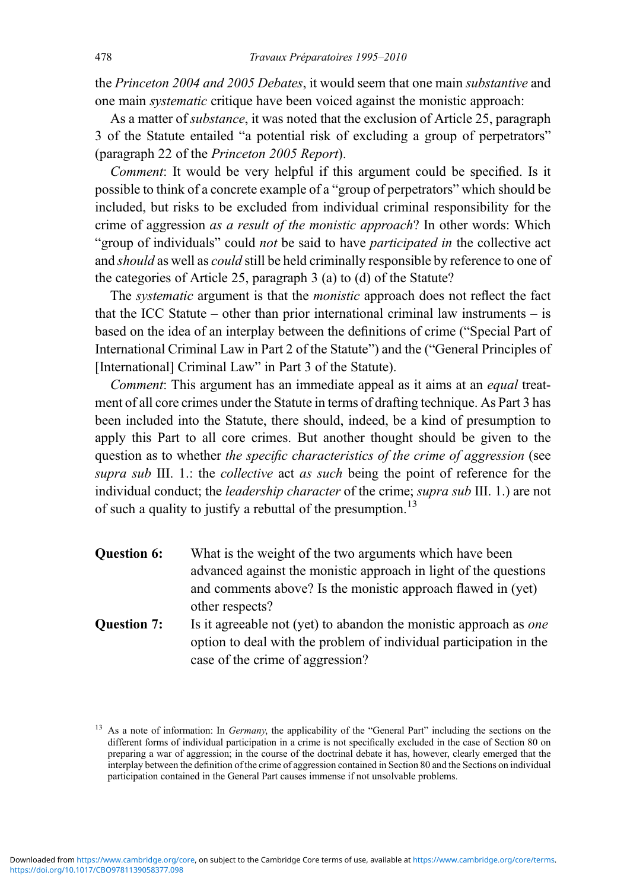the *Princeton 2004 and 2005 Debates*, it would seem that one main *substantive* and one main *systematic* critique have been voiced against the monistic approach:

As a matter of *substance*, it was noted that the exclusion of Article 25, paragraph 3 of the Statute entailed "a potential risk of excluding a group of perpetrators" (paragraph 22 of the *Princeton 2005 Report*).

*Comment*: It would be very helpful if this argument could be specified. Is it possible to think of a concrete example of a "group of perpetrators" which should be included, but risks to be excluded from individual criminal responsibility for the crime of aggression *as a result of the monistic approach*? In other words: Which "group of individuals" could *not* be said to have *participated in* the collective act and *should* as well as *could* still be held criminally responsible by reference to one of the categories of Article 25, paragraph 3 (a) to (d) of the Statute?

The *systematic* argument is that the *monistic* approach does not reflect the fact that the ICC Statute – other than prior international criminal law instruments – is based on the idea of an interplay between the definitions of crime ("Special Part of International Criminal Law in Part 2 of the Statute") and the ("General Principles of [International] Criminal Law" in Part 3 of the Statute).

*Comment*: This argument has an immediate appeal as it aims at an *equal* treatment of all core crimes under the Statute in terms of drafting technique. As Part 3 has been included into the Statute, there should, indeed, be a kind of presumption to apply this Part to all core crimes. But another thought should be given to the question as to whether *the specific characteristics of the crime of aggression* (see *supra sub* III. 1.: the *collective* act *as such* being the point of reference for the individual conduct; the *leadership character* of the crime; *supra sub* III. 1.) are not of such a quality to justify a rebuttal of the presumption.[13]

**Question 6:** What is the weight of the two arguments which have been advanced against the monistic approach in light of the questions and comments above? Is the monistic approach flawed in (yet) other respects?

**Question 7:** Is it agreeable not (yet) to abandon the monistic approach as *one* option to deal with the problem of individual participation in the case of the crime of aggression?

[13] As a note of information: In *Germany*, the applicability of the "General Part" including the sections on the different forms of individual participation in a crime is not specifically excluded in the case of Section 80 on preparing a war of aggression; in the course of the doctrinal debate it has, however, clearly emerged that the interplay between the definition of the crime of aggression contained in Section 80 and the Sections on individual participation contained in the General Part causes immense if not unsolvable problems.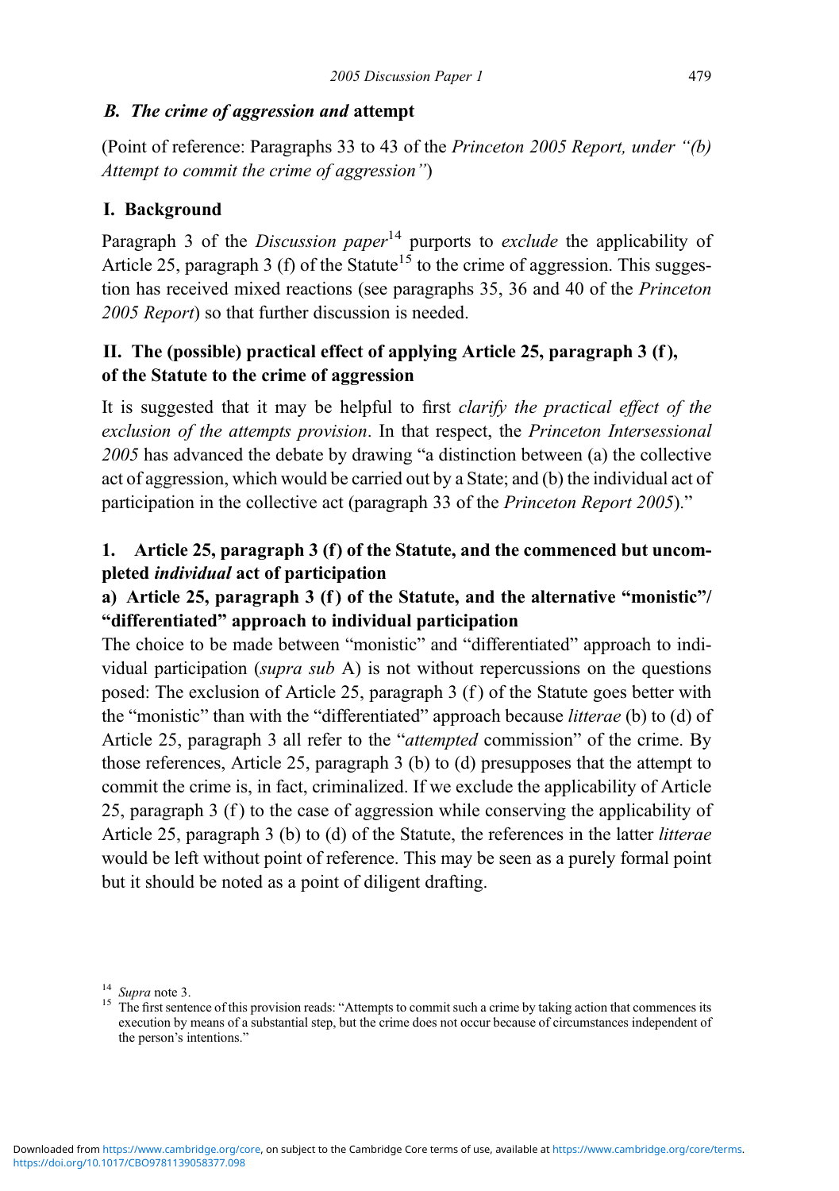### *B. The crime of aggression and* attempt

(Point of reference: Paragraphs 33 to 43 of the *Princeton 2005 Report, under "(b) Attempt to commit the crime of aggression"*)

### I. Background

Paragraph 3 of the *Discussion paper*[14] purports to *exclude* the applicability of Article 25, paragraph 3 (f) of the Statute[15] to the crime of aggression. This suggestion has received mixed reactions (see paragraphs 35, 36 and 40 of the *Princeton 2005 Report*) so that further discussion is needed.

### II. The (possible) practical effect of applying Article 25, paragraph 3 (f), of the Statute to the crime of aggression

It is suggested that it may be helpful to first *clarify the practical effect of the exclusion of the attempts provision*. In that respect, the *Princeton Intersessional 2005* has advanced the debate by drawing "a distinction between (a) the collective act of aggression, which would be carried out by a State; and (b) the individual act of participation in the collective act (paragraph 33 of the *Princeton Report 2005*)."

#### 1. Article 25, paragraph 3 (f) of the Statute, and the commenced but uncompleted *individual* act of participation

#### a) Article 25, paragraph 3 (f) of the Statute, and the alternative "monistic"/ "differentiated" approach to individual participation

The choice to be made between "monistic" and "differentiated" approach to individual participation (*supra sub* A) is not without repercussions on the questions posed: The exclusion of Article 25, paragraph 3 (f) of the Statute goes better with the "monistic" than with the "differentiated" approach because *litterae* (b) to (d) of Article 25, paragraph 3 all refer to the "*attempted* commission" of the crime. By those references, Article 25, paragraph 3 (b) to (d) presupposes that the attempt to commit the crime is, in fact, criminalized. If we exclude the applicability of Article 25, paragraph 3 (f) to the case of aggression while conserving the applicability of Article 25, paragraph 3 (b) to (d) of the Statute, the references in the latter *litterae* would be left without point of reference. This may be seen as a purely formal point but it should be noted as a point of diligent drafting.

---

[14] *Supra* note 3.

[15] The first sentence of this provision reads: "Attempts to commit such a crime by taking action that commences its execution by means of a substantial step, but the crime does not occur because of circumstances independent of the person's intentions."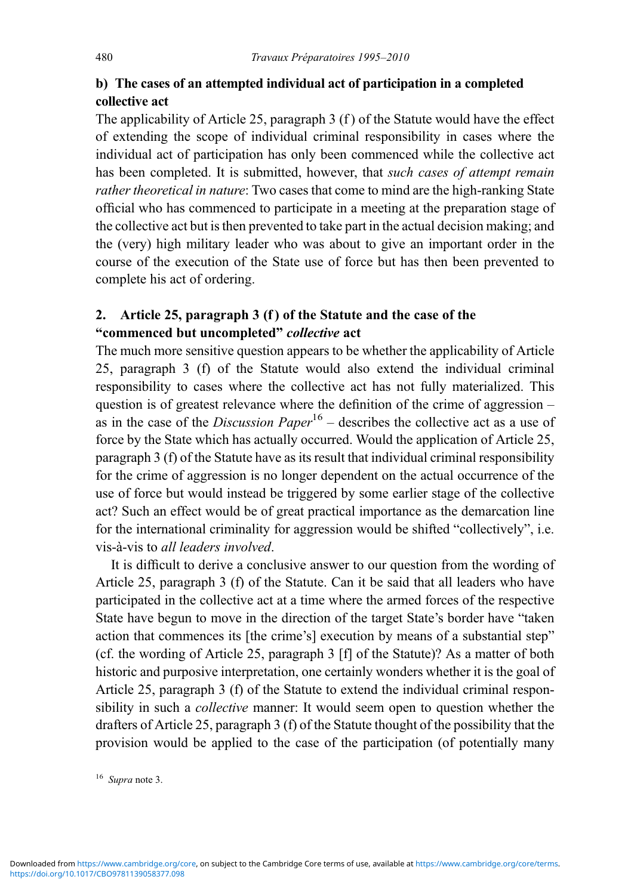### b) The cases of an attempted individual act of participation in a completed collective act

The applicability of Article 25, paragraph 3 (f) of the Statute would have the effect of extending the scope of individual criminal responsibility in cases where the individual act of participation has only been commenced while the collective act has been completed. It is submitted, however, that *such cases of attempt remain rather theoretical in nature*: Two cases that come to mind are the high-ranking State official who has commenced to participate in a meeting at the preparation stage of the collective act but is then prevented to take part in the actual decision making; and the (very) high military leader who was about to give an important order in the course of the execution of the State use of force but has then been prevented to complete his act of ordering.

## 2. Article 25, paragraph 3 (f) of the Statute and the case of the "commenced but uncompleted" *collective* act

The much more sensitive question appears to be whether the applicability of Article 25, paragraph 3 (f) of the Statute would also extend the individual criminal responsibility to cases where the collective act has not fully materialized. This question is of greatest relevance where the definition of the crime of aggression – as in the case of the *Discussion Paper*[16] – describes the collective act as a use of force by the State which has actually occurred. Would the application of Article 25, paragraph 3 (f) of the Statute have as its result that individual criminal responsibility for the crime of aggression is no longer dependent on the actual occurrence of the use of force but would instead be triggered by some earlier stage of the collective act? Such an effect would be of great practical importance as the demarcation line for the international criminality for aggression would be shifted "collectively", i.e. vis-à-vis to *all leaders involved*.

It is difficult to derive a conclusive answer to our question from the wording of Article 25, paragraph 3 (f) of the Statute. Can it be said that all leaders who have participated in the collective act at a time where the armed forces of the respective State have begun to move in the direction of the target State's border have "taken action that commences its [the crime's] execution by means of a substantial step" (cf. the wording of Article 25, paragraph 3 [f] of the Statute)? As a matter of both historic and purposive interpretation, one certainly wonders whether it is the goal of Article 25, paragraph 3 (f) of the Statute to extend the individual criminal responsibility in such a *collective* manner: It would seem open to question whether the drafters of Article 25, paragraph 3 (f) of the Statute thought of the possibility that the provision would be applied to the case of the participation (of potentially many

[16] *Supra* note 3.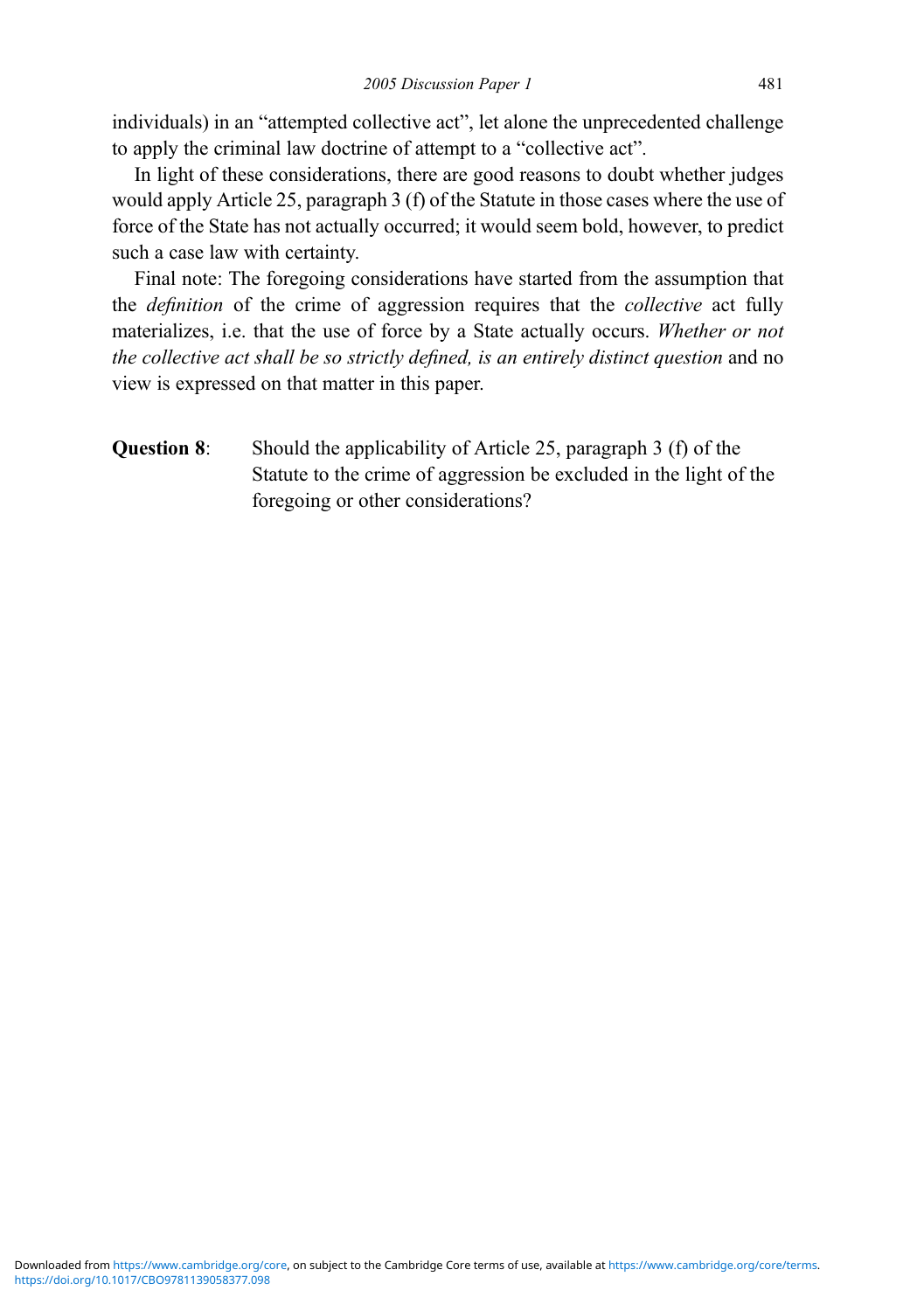individuals) in an "attempted collective act", let alone the unprecedented challenge to apply the criminal law doctrine of attempt to a "collective act".

In light of these considerations, there are good reasons to doubt whether judges would apply Article 25, paragraph 3 (f) of the Statute in those cases where the use of force of the State has not actually occurred; it would seem bold, however, to predict such a case law with certainty.

Final note: The foregoing considerations have started from the assumption that the *definition* of the crime of aggression requires that the *collective* act fully materializes, i.e. that the use of force by a State actually occurs. *Whether or not the collective act shall be so strictly defined, is an entirely distinct question* and no view is expressed on that matter in this paper.

**Question 8**: Should the applicability of Article 25, paragraph 3 (f) of the Statute to the crime of aggression be excluded in the light of the foregoing or other considerations?